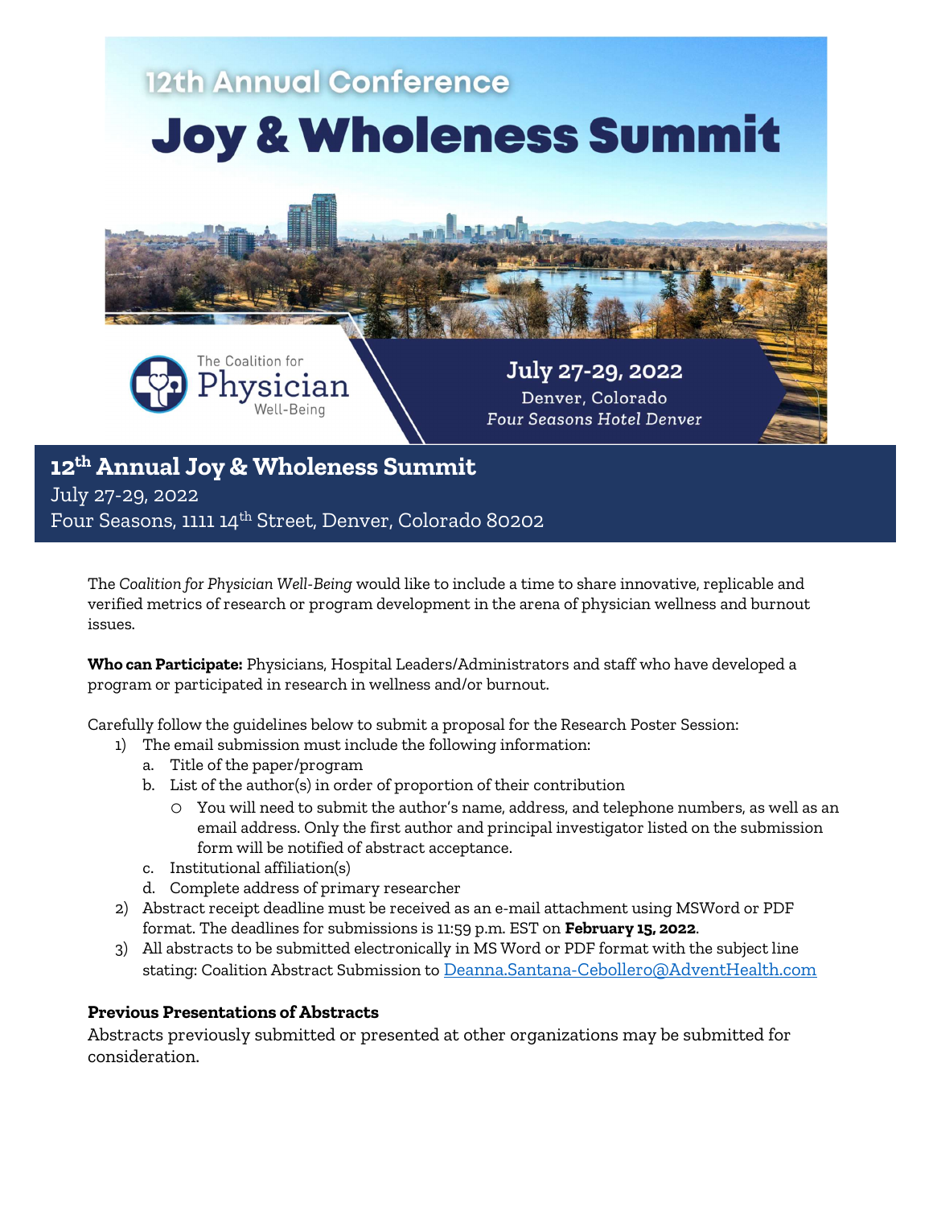# 12th Annual Conference

# Joy & Wholeness Summit

The Coalition for Physician Well-Being

July 27-29, 2022
Denver, Colorado
*Four Seasons Hotel Denver*

## 12th Annual Joy & Wholeness Summit

July 27-29, 2022
Four Seasons, 1111 14th Street, Denver, Colorado 80202

The *Coalition for Physician Well-Being* would like to include a time to share innovative, replicable and verified metrics of research or program development in the arena of physician wellness and burnout issues.

**Who can Participate:** Physicians, Hospital Leaders/Administrators and staff who have developed a program or participated in research in wellness and/or burnout.

Carefully follow the guidelines below to submit a proposal for the Research Poster Session:

1) The email submission must include the following information:
   a. Title of the paper/program
   b. List of the author(s) in order of proportion of their contribution
      - You will need to submit the author's name, address, and telephone numbers, as well as an email address. Only the first author and principal investigator listed on the submission form will be notified of abstract acceptance.
   c. Institutional affiliation(s)
   d. Complete address of primary researcher
2) Abstract receipt deadline must be received as an e-mail attachment using MSWord or PDF format. The deadlines for submissions is 11:59 p.m. EST on **February 15, 2022**.
3) All abstracts to be submitted electronically in MS Word or PDF format with the subject line stating: Coalition Abstract Submission to Deanna.Santana-Cebollero@AdventHealth.com

**Previous Presentations of Abstracts**

Abstracts previously submitted or presented at other organizations may be submitted for consideration.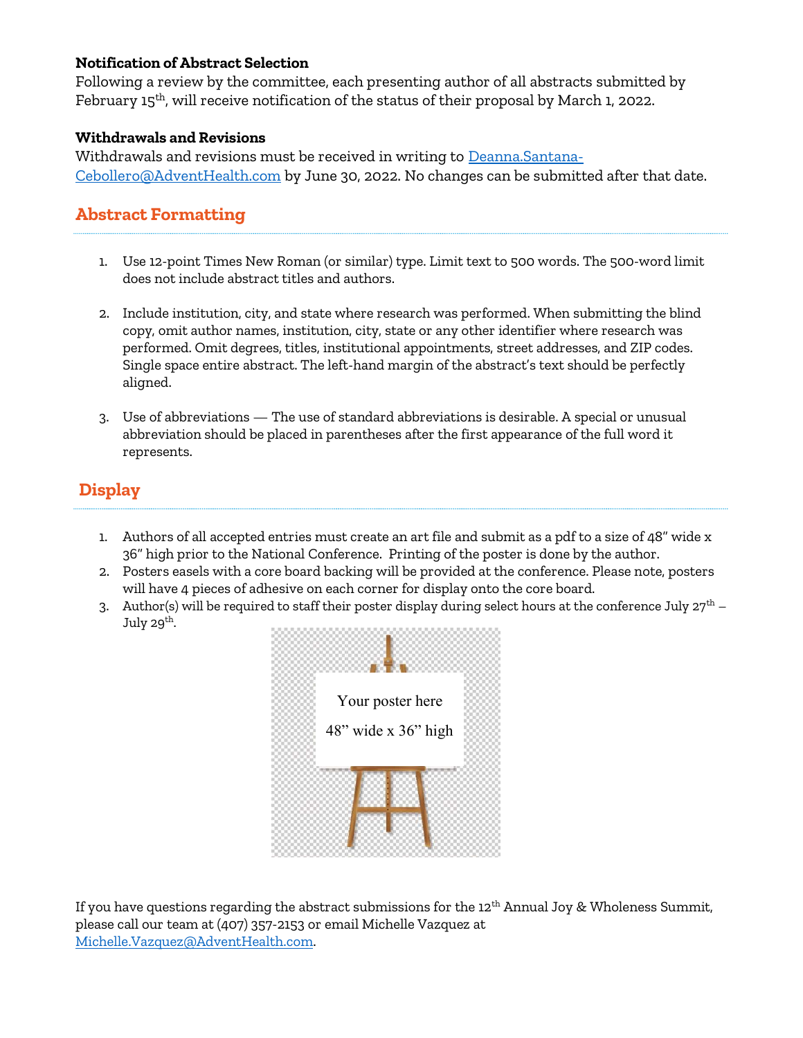**Notification of Abstract Selection**
Following a review by the committee, each presenting author of all abstracts submitted by February 15th, will receive notification of the status of their proposal by March 1, 2022.

**Withdrawals and Revisions**
Withdrawals and revisions must be received in writing to Deanna.Santana-Cebollero@AdventHealth.com by June 30, 2022. No changes can be submitted after that date.

## Abstract Formatting

1. Use 12-point Times New Roman (or similar) type. Limit text to 500 words. The 500-word limit does not include abstract titles and authors.

2. Include institution, city, and state where research was performed. When submitting the blind copy, omit author names, institution, city, state or any other identifier where research was performed. Omit degrees, titles, institutional appointments, street addresses, and ZIP codes. Single space entire abstract. The left-hand margin of the abstract's text should be perfectly aligned.

3. Use of abbreviations — The use of standard abbreviations is desirable. A special or unusual abbreviation should be placed in parentheses after the first appearance of the full word it represents.

## Display

1. Authors of all accepted entries must create an art file and submit as a pdf to a size of 48" wide x 36" high prior to the National Conference. Printing of the poster is done by the author.
2. Posters easels with a core board backing will be provided at the conference. Please note, posters will have 4 pieces of adhesive on each corner for display onto the core board.
3. Author(s) will be required to staff their poster display during select hours at the conference July 27th – July 29th.

Your poster here

48" wide x 36" high

If you have questions regarding the abstract submissions for the 12th Annual Joy & Wholeness Summit, please call our team at (407) 357-2153 or email Michelle Vazquez at Michelle.Vazquez@AdventHealth.com.